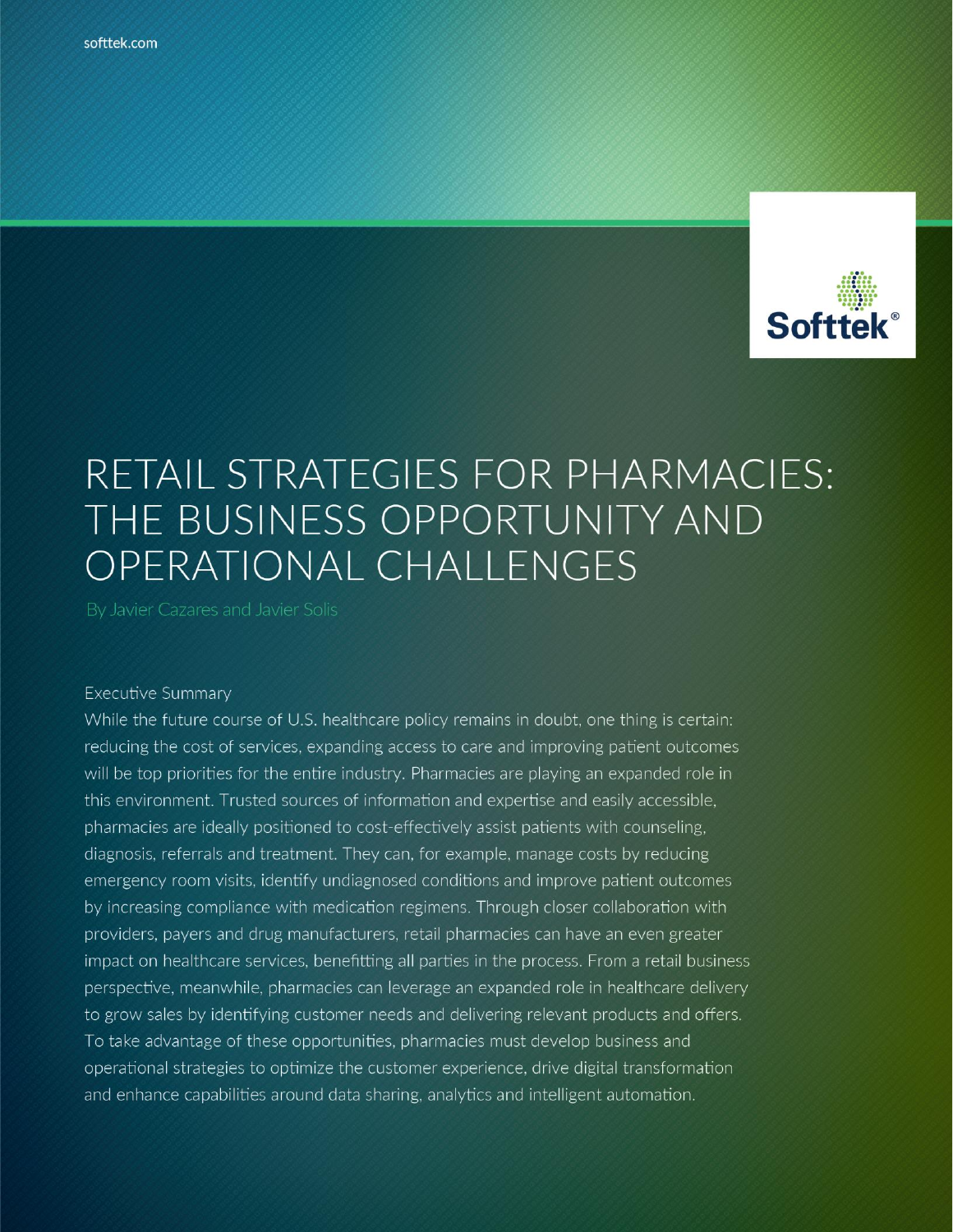softtek.com

# RETAIL STRATEGIES FOR PHARMACIES: THE BUSINESS OPPORTUNITY AND OPERATIONAL CHALLENGES

By Javier Cazares and Javier Solis

## Executive Summary

While the future course of U.S. healthcare policy remains in doubt, one thing is certain: reducing the cost of services, expanding access to care and improving patient outcomes will be top priorities for the entire industry. Pharmacies are playing an expanded role in this environment. Trusted sources of information and expertise and easily accessible, pharmacies are ideally positioned to cost-effectively assist patients with counseling, diagnosis, referrals and treatment. They can, for example, manage costs by reducing emergency room visits, identify undiagnosed conditions and improve patient outcomes by increasing compliance with medication regimens. Through closer collaboration with providers, payers and drug manufacturers, retail pharmacies can have an even greater impact on healthcare services, benefitting all parties in the process. From a retail business perspective, meanwhile, pharmacies can leverage an expanded role in healthcare delivery to grow sales by identifying customer needs and delivering relevant products and offers. To take advantage of these opportunities, pharmacies must develop business and operational strategies to optimize the customer experience, drive digital transformation and enhance capabilities around data sharing, analytics and intelligent automation.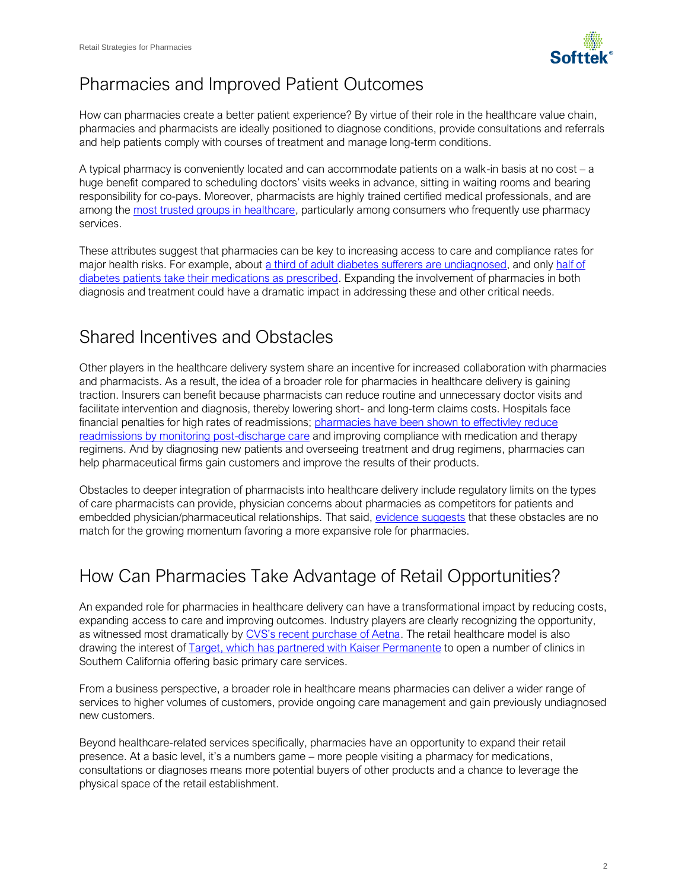## Pharmacies and Improved Patient Outcomes

How can pharmacies create a better patient experience? By virtue of their role in the healthcare value chain, pharmacies and pharmacists are ideally positioned to diagnose conditions, provide consultations and referrals and help patients comply with courses of treatment and manage long-term conditions.

A typical pharmacy is conveniently located and can accommodate patients on a walk-in basis at no cost – a huge benefit compared to scheduling doctors' visits weeks in advance, sitting in waiting rooms and bearing responsibility for co-pays. Moreover, pharmacists are highly trained certified medical professionals, and are among the most trusted groups in healthcare, particularly among consumers who frequently use pharmacy services.

These attributes suggest that pharmacies can be key to increasing access to care and compliance rates for major health risks. For example, about a third of adult diabetes sufferers are undiagnosed, and only half of diabetes patients take their medications as prescribed. Expanding the involvement of pharmacies in both diagnosis and treatment could have a dramatic impact in addressing these and other critical needs.

## Shared Incentives and Obstacles

Other players in the healthcare delivery system share an incentive for increased collaboration with pharmacies and pharmacists. As a result, the idea of a broader role for pharmacies in healthcare delivery is gaining traction. Insurers can benefit because pharmacists can reduce routine and unnecessary doctor visits and facilitate intervention and diagnosis, thereby lowering short- and long-term claims costs. Hospitals face financial penalties for high rates of readmissions; pharmacies have been shown to effectivley reduce readmissions by monitoring post-discharge care and improving compliance with medication and therapy regimens. And by diagnosing new patients and overseeing treatment and drug regimens, pharmacies can help pharmaceutical firms gain customers and improve the results of their products.

Obstacles to deeper integration of pharmacists into healthcare delivery include regulatory limits on the types of care pharmacists can provide, physician concerns about pharmacies as competitors for patients and embedded physician/pharmaceutical relationships. That said, evidence suggests that these obstacles are no match for the growing momentum favoring a more expansive role for pharmacies.

## How Can Pharmacies Take Advantage of Retail Opportunities?

An expanded role for pharmacies in healthcare delivery can have a transformational impact by reducing costs, expanding access to care and improving outcomes. Industry players are clearly recognizing the opportunity, as witnessed most dramatically by CVS's recent purchase of Aetna. The retail healthcare model is also drawing the interest of Target, which has partnered with Kaiser Permanente to open a number of clinics in Southern California offering basic primary care services.

From a business perspective, a broader role in healthcare means pharmacies can deliver a wider range of services to higher volumes of customers, provide ongoing care management and gain previously undiagnosed new customers.

Beyond healthcare-related services specifically, pharmacies have an opportunity to expand their retail presence. At a basic level, it's a numbers game – more people visiting a pharmacy for medications, consultations or diagnoses means more potential buyers of other products and a chance to leverage the physical space of the retail establishment.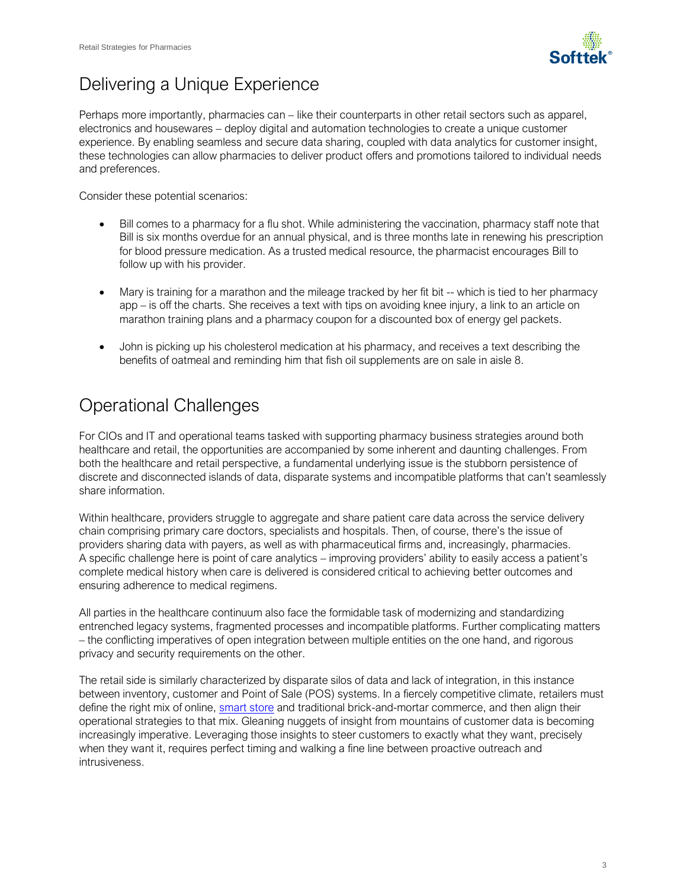## Delivering a Unique Experience

Perhaps more importantly, pharmacies can – like their counterparts in other retail sectors such as apparel, electronics and housewares – deploy digital and automation technologies to create a unique customer experience. By enabling seamless and secure data sharing, coupled with data analytics for customer insight, these technologies can allow pharmacies to deliver product offers and promotions tailored to individual needs and preferences.

Consider these potential scenarios:

- Bill comes to a pharmacy for a flu shot. While administering the vaccination, pharmacy staff note that Bill is six months overdue for an annual physical, and is three months late in renewing his prescription for blood pressure medication. As a trusted medical resource, the pharmacist encourages Bill to follow up with his provider.
- Mary is training for a marathon and the mileage tracked by her fit bit -- which is tied to her pharmacy app – is off the charts. She receives a text with tips on avoiding knee injury, a link to an article on marathon training plans and a pharmacy coupon for a discounted box of energy gel packets.
- John is picking up his cholesterol medication at his pharmacy, and receives a text describing the benefits of oatmeal and reminding him that fish oil supplements are on sale in aisle 8.

## Operational Challenges

For CIOs and IT and operational teams tasked with supporting pharmacy business strategies around both healthcare and retail, the opportunities are accompanied by some inherent and daunting challenges. From both the healthcare and retail perspective, a fundamental underlying issue is the stubborn persistence of discrete and disconnected islands of data, disparate systems and incompatible platforms that can't seamlessly share information.

Within healthcare, providers struggle to aggregate and share patient care data across the service delivery chain comprising primary care doctors, specialists and hospitals. Then, of course, there's the issue of providers sharing data with payers, as well as with pharmaceutical firms and, increasingly, pharmacies. A specific challenge here is point of care analytics – improving providers' ability to easily access a patient's complete medical history when care is delivered is considered critical to achieving better outcomes and ensuring adherence to medical regimens.

All parties in the healthcare continuum also face the formidable task of modernizing and standardizing entrenched legacy systems, fragmented processes and incompatible platforms. Further complicating matters – the conflicting imperatives of open integration between multiple entities on the one hand, and rigorous privacy and security requirements on the other.

The retail side is similarly characterized by disparate silos of data and lack of integration, in this instance between inventory, customer and Point of Sale (POS) systems. In a fiercely competitive climate, retailers must define the right mix of online, smart store and traditional brick-and-mortar commerce, and then align their operational strategies to that mix. Gleaning nuggets of insight from mountains of customer data is becoming increasingly imperative. Leveraging those insights to steer customers to exactly what they want, precisely when they want it, requires perfect timing and walking a fine line between proactive outreach and intrusiveness.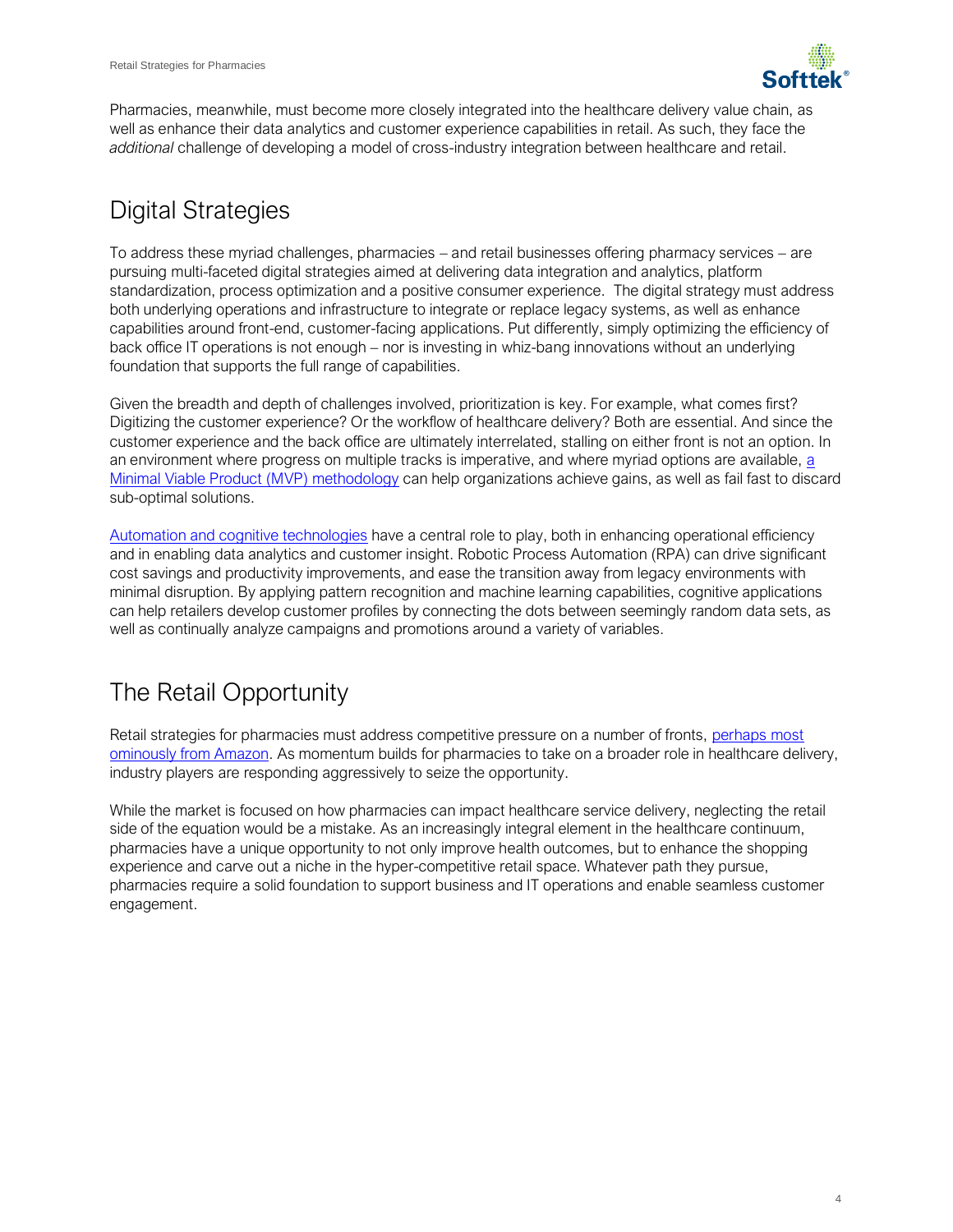Pharmacies, meanwhile, must become more closely integrated into the healthcare delivery value chain, as well as enhance their data analytics and customer experience capabilities in retail. As such, they face the *additional* challenge of developing a model of cross-industry integration between healthcare and retail.

## Digital Strategies

To address these myriad challenges, pharmacies – and retail businesses offering pharmacy services – are pursuing multi-faceted digital strategies aimed at delivering data integration and analytics, platform standardization, process optimization and a positive consumer experience. The digital strategy must address both underlying operations and infrastructure to integrate or replace legacy systems, as well as enhance capabilities around front-end, customer-facing applications. Put differently, simply optimizing the efficiency of back office IT operations is not enough – nor is investing in whiz-bang innovations without an underlying foundation that supports the full range of capabilities.

Given the breadth and depth of challenges involved, prioritization is key. For example, what comes first? Digitizing the customer experience? Or the workflow of healthcare delivery? Both are essential. And since the customer experience and the back office are ultimately interrelated, stalling on either front is not an option. In an environment where progress on multiple tracks is imperative, and where myriad options are available, a Minimal Viable Product (MVP) methodology can help organizations achieve gains, as well as fail fast to discard sub-optimal solutions.

Automation and cognitive technologies have a central role to play, both in enhancing operational efficiency and in enabling data analytics and customer insight. Robotic Process Automation (RPA) can drive significant cost savings and productivity improvements, and ease the transition away from legacy environments with minimal disruption. By applying pattern recognition and machine learning capabilities, cognitive applications can help retailers develop customer profiles by connecting the dots between seemingly random data sets, as well as continually analyze campaigns and promotions around a variety of variables.

## The Retail Opportunity

Retail strategies for pharmacies must address competitive pressure on a number of fronts, perhaps most ominously from Amazon. As momentum builds for pharmacies to take on a broader role in healthcare delivery, industry players are responding aggressively to seize the opportunity.

While the market is focused on how pharmacies can impact healthcare service delivery, neglecting the retail side of the equation would be a mistake. As an increasingly integral element in the healthcare continuum, pharmacies have a unique opportunity to not only improve health outcomes, but to enhance the shopping experience and carve out a niche in the hyper-competitive retail space. Whatever path they pursue, pharmacies require a solid foundation to support business and IT operations and enable seamless customer engagement.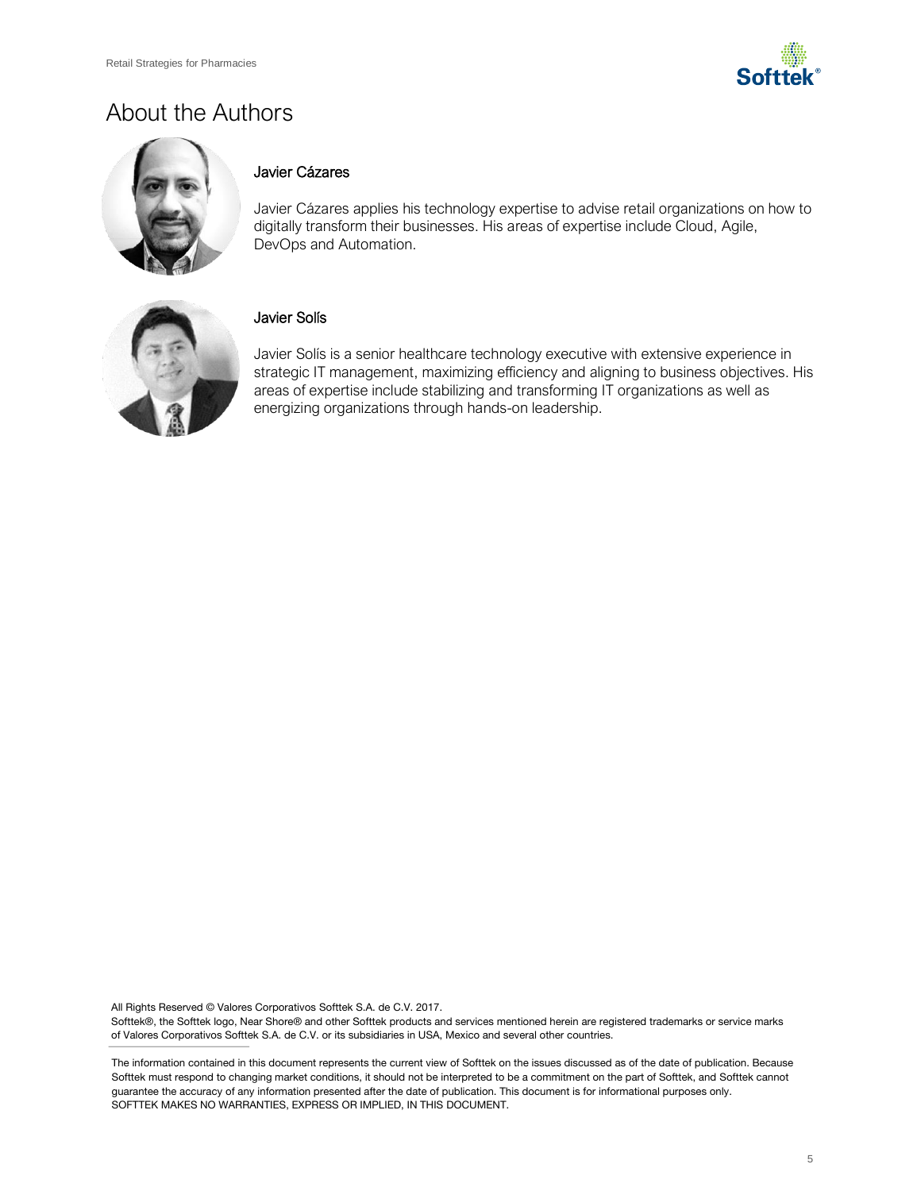# About the Authors

### Javier Cázares

Javier Cázares applies his technology expertise to advise retail organizations on how to digitally transform their businesses. His areas of expertise include Cloud, Agile, DevOps and Automation.

### Javier Solís

Javier Solís is a senior healthcare technology executive with extensive experience in strategic IT management, maximizing efficiency and aligning to business objectives. His areas of expertise include stabilizing and transforming IT organizations as well as energizing organizations through hands-on leadership.

All Rights Reserved © Valores Corporativos Softtek S.A. de C.V. 2017.
Softtek®, the Softtek logo, Near Shore® and other Softtek products and services mentioned herein are registered trademarks or service marks of Valores Corporativos Softtek S.A. de C.V. or its subsidiaries in USA, Mexico and several other countries.

The information contained in this document represents the current view of Softtek on the issues discussed as of the date of publication. Because Softtek must respond to changing market conditions, it should not be interpreted to be a commitment on the part of Softtek, and Softtek cannot guarantee the accuracy of any information presented after the date of publication. This document is for informational purposes only.
SOFTTEK MAKES NO WARRANTIES, EXPRESS OR IMPLIED, IN THIS DOCUMENT.